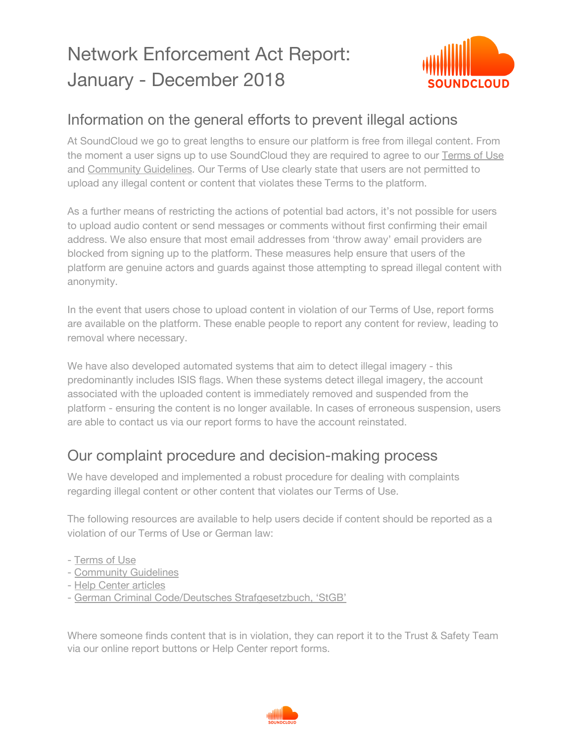# Network Enforcement Act Report: January - December 2018

## Information on the general efforts to prevent illegal actions

At SoundCloud we go to great lengths to ensure our platform is free from illegal content. From the moment a user signs up to use SoundCloud they are required to agree to our Terms of Use and Community Guidelines. Our Terms of Use clearly state that users are not permitted to upload any illegal content or content that violates these Terms to the platform.

As a further means of restricting the actions of potential bad actors, it's not possible for users to upload audio content or send messages or comments without first confirming their email address. We also ensure that most email addresses from 'throw away' email providers are blocked from signing up to the platform. These measures help ensure that users of the platform are genuine actors and guards against those attempting to spread illegal content with anonymity.

In the event that users chose to upload content in violation of our Terms of Use, report forms are available on the platform. These enable people to report any content for review, leading to removal where necessary.

We have also developed automated systems that aim to detect illegal imagery - this predominantly includes ISIS flags. When these systems detect illegal imagery, the account associated with the uploaded content is immediately removed and suspended from the platform - ensuring the content is no longer available. In cases of erroneous suspension, users are able to contact us via our report forms to have the account reinstated.

## Our complaint procedure and decision-making process

We have developed and implemented a robust procedure for dealing with complaints regarding illegal content or other content that violates our Terms of Use.

The following resources are available to help users decide if content should be reported as a violation of our Terms of Use or German law:

- Terms of Use
- Community Guidelines
- Help Center articles
- German Criminal Code/Deutsches Strafgesetzbuch, 'StGB'

Where someone finds content that is in violation, they can report it to the Trust & Safety Team via our online report buttons or Help Center report forms.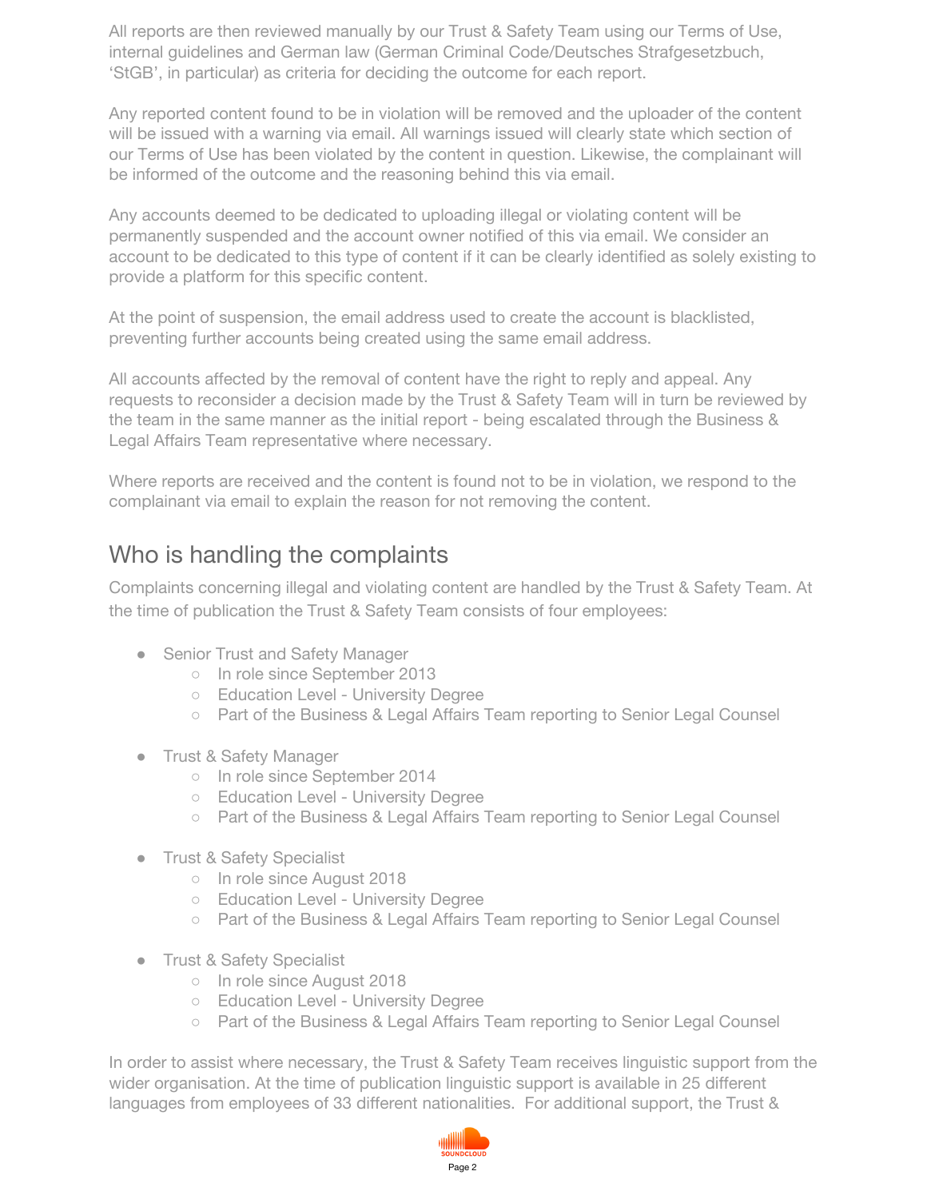All reports are then reviewed manually by our Trust & Safety Team using our Terms of Use, internal guidelines and German law (German Criminal Code/Deutsches Strafgesetzbuch, 'StGB', in particular) as criteria for deciding the outcome for each report.

Any reported content found to be in violation will be removed and the uploader of the content will be issued with a warning via email. All warnings issued will clearly state which section of our Terms of Use has been violated by the content in question. Likewise, the complainant will be informed of the outcome and the reasoning behind this via email.

Any accounts deemed to be dedicated to uploading illegal or violating content will be permanently suspended and the account owner notified of this via email. We consider an account to be dedicated to this type of content if it can be clearly identified as solely existing to provide a platform for this specific content.

At the point of suspension, the email address used to create the account is blacklisted, preventing further accounts being created using the same email address.

All accounts affected by the removal of content have the right to reply and appeal. Any requests to reconsider a decision made by the Trust & Safety Team will in turn be reviewed by the team in the same manner as the initial report - being escalated through the Business & Legal Affairs Team representative where necessary.

Where reports are received and the content is found not to be in violation, we respond to the complainant via email to explain the reason for not removing the content.

## Who is handling the complaints

Complaints concerning illegal and violating content are handled by the Trust & Safety Team. At the time of publication the Trust & Safety Team consists of four employees:

- Senior Trust and Safety Manager
  - In role since September 2013
  - Education Level - University Degree
  - Part of the Business & Legal Affairs Team reporting to Senior Legal Counsel
- Trust & Safety Manager
  - In role since September 2014
  - Education Level - University Degree
  - Part of the Business & Legal Affairs Team reporting to Senior Legal Counsel
- Trust & Safety Specialist
  - In role since August 2018
  - Education Level - University Degree
  - Part of the Business & Legal Affairs Team reporting to Senior Legal Counsel
- Trust & Safety Specialist
  - In role since August 2018
  - Education Level - University Degree
  - Part of the Business & Legal Affairs Team reporting to Senior Legal Counsel

In order to assist where necessary, the Trust & Safety Team receives linguistic support from the wider organisation. At the time of publication linguistic support is available in 25 different languages from employees of 33 different nationalities. For additional support, the Trust &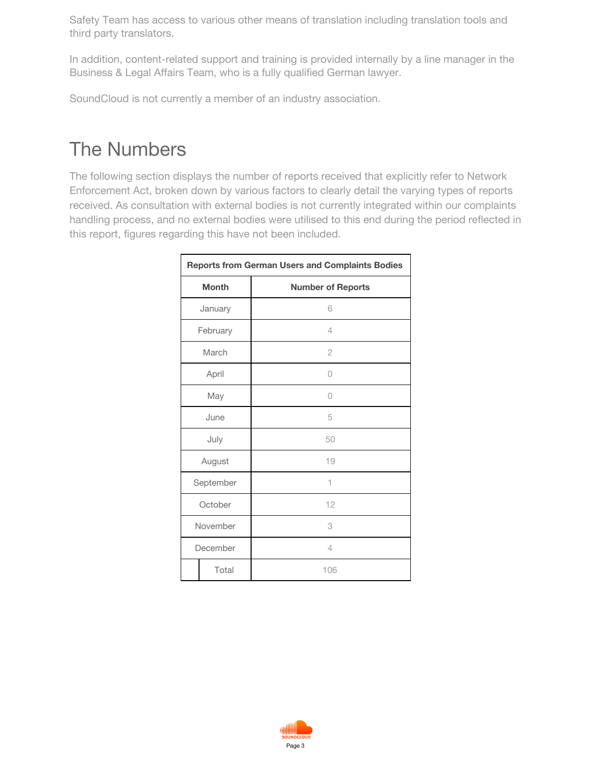Safety Team has access to various other means of translation including translation tools and third party translators.

In addition, content-related support and training is provided internally by a line manager in the Business & Legal Affairs Team, who is a fully qualified German lawyer.

SoundCloud is not currently a member of an industry association.

# The Numbers

The following section displays the number of reports received that explicitly refer to Network Enforcement Act, broken down by various factors to clearly detail the varying types of reports received. As consultation with external bodies is not currently integrated within our complaints handling process, and no external bodies were utilised to this end during the period reflected in this report, figures regarding this have not been included.

| **Reports from German Users and Complaints Bodies** | |
|---|---|
| **Month** | **Number of Reports** |
| January | 6 |
| February | 4 |
| March | 2 |
| April | 0 |
| May | 0 |
| June | 5 |
| July | 50 |
| August | 19 |
| September | 1 |
| October | 12 |
| November | 3 |
| December | 4 |
| Total | 106 |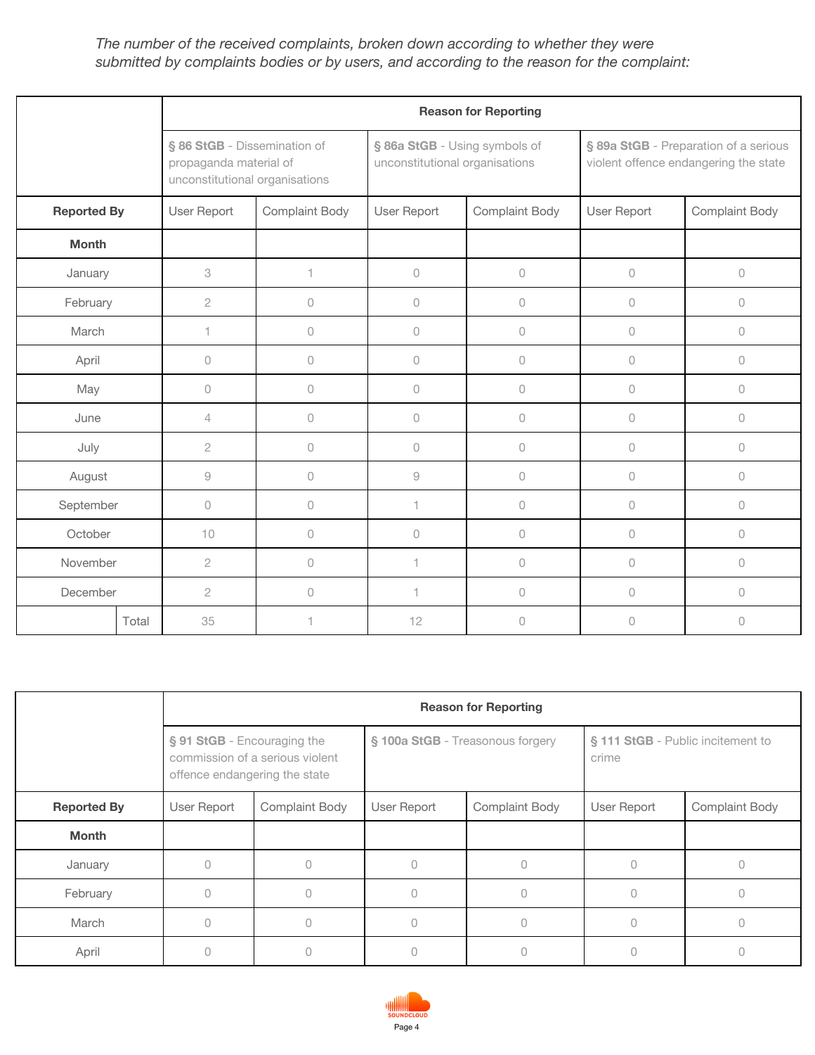*The number of the received complaints, broken down according to whether they were submitted by complaints bodies or by users, and according to the reason for the complaint:*

| | Reason for Reporting | | | | | |
|---|---|---|---|---|---|---|
| | **§ 86 StGB** - Dissemination of propaganda material of unconstitutional organisations | | **§ 86a StGB** - Using symbols of unconstitutional organisations | | **§ 89a StGB** - Preparation of a serious violent offence endangering the state | |
| **Reported By** | User Report | Complaint Body | User Report | Complaint Body | User Report | Complaint Body |
| **Month** | | | | | | |
| January | 3 | 1 | 0 | 0 | 0 | 0 |
| February | 2 | 0 | 0 | 0 | 0 | 0 |
| March | 1 | 0 | 0 | 0 | 0 | 0 |
| April | 0 | 0 | 0 | 0 | 0 | 0 |
| May | 0 | 0 | 0 | 0 | 0 | 0 |
| June | 4 | 0 | 0 | 0 | 0 | 0 |
| July | 2 | 0 | 0 | 0 | 0 | 0 |
| August | 9 | 0 | 9 | 0 | 0 | 0 |
| September | 0 | 0 | 1 | 0 | 0 | 0 |
| October | 10 | 0 | 0 | 0 | 0 | 0 |
| November | 2 | 0 | 1 | 0 | 0 | 0 |
| December | 2 | 0 | 1 | 0 | 0 | 0 |
| Total | 35 | 1 | 12 | 0 | 0 | 0 |

| | Reason for Reporting | | | | | |
|---|---|---|---|---|---|---|
| | **§ 91 StGB** - Encouraging the commission of a serious violent offence endangering the state | | **§ 100a StGB** - Treasonous forgery | | **§ 111 StGB** - Public incitement to crime | |
| **Reported By** | User Report | Complaint Body | User Report | Complaint Body | User Report | Complaint Body |
| **Month** | | | | | | |
| January | 0 | 0 | 0 | 0 | 0 | 0 |
| February | 0 | 0 | 0 | 0 | 0 | 0 |
| March | 0 | 0 | 0 | 0 | 0 | 0 |
| April | 0 | 0 | 0 | 0 | 0 | 0 |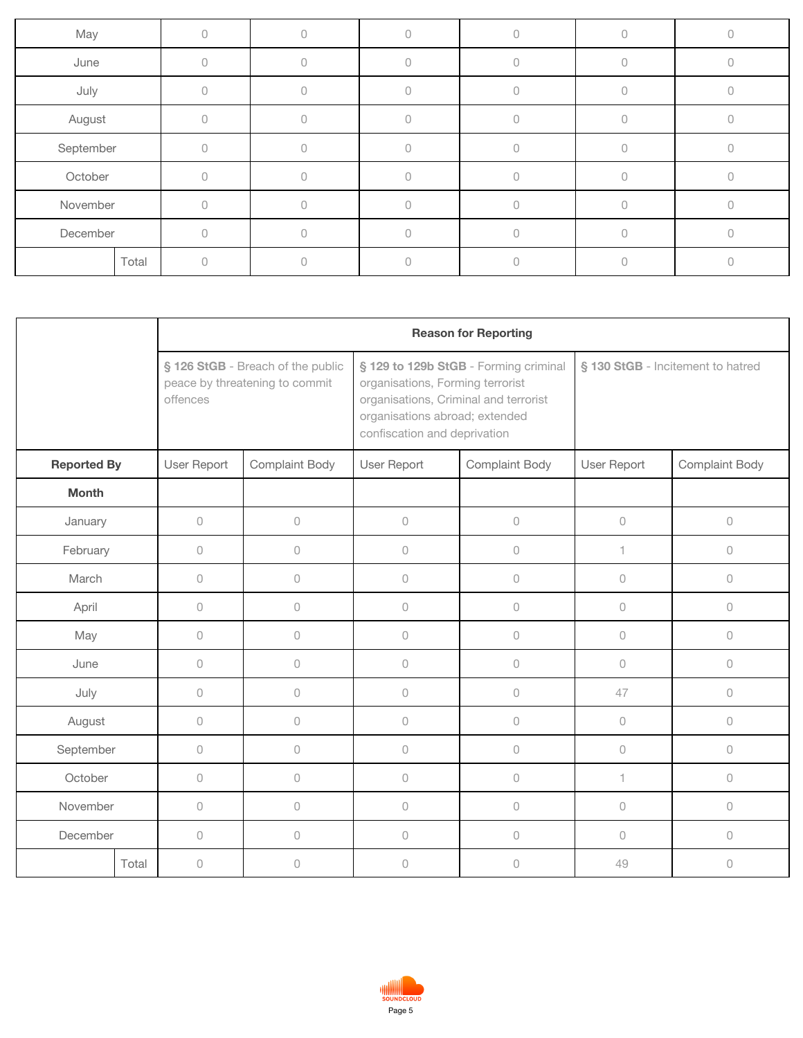| | | | | | | |
|---|---|---|---|---|---|---|
| May | 0 | 0 | 0 | 0 | 0 | 0 |
| June | 0 | 0 | 0 | 0 | 0 | 0 |
| July | 0 | 0 | 0 | 0 | 0 | 0 |
| August | 0 | 0 | 0 | 0 | 0 | 0 |
| September | 0 | 0 | 0 | 0 | 0 | 0 |
| October | 0 | 0 | 0 | 0 | 0 | 0 |
| November | 0 | 0 | 0 | 0 | 0 | 0 |
| December | 0 | 0 | 0 | 0 | 0 | 0 |
| Total | 0 | 0 | 0 | 0 | 0 | 0 |

| | Reason for Reporting | | | | | |
|---|---|---|---|---|---|---|
| | **§ 126 StGB** - Breach of the public peace by threatening to commit offences | | **§ 129 to 129b StGB** - Forming criminal organisations, Forming terrorist organisations, Criminal and terrorist organisations abroad; extended confiscation and deprivation | | **§ 130 StGB** - Incitement to hatred | |
| **Reported By** | User Report | Complaint Body | User Report | Complaint Body | User Report | Complaint Body |
| **Month** | | | | | | |
| January | 0 | 0 | 0 | 0 | 0 | 0 |
| February | 0 | 0 | 0 | 0 | 1 | 0 |
| March | 0 | 0 | 0 | 0 | 0 | 0 |
| April | 0 | 0 | 0 | 0 | 0 | 0 |
| May | 0 | 0 | 0 | 0 | 0 | 0 |
| June | 0 | 0 | 0 | 0 | 0 | 0 |
| July | 0 | 0 | 0 | 0 | 47 | 0 |
| August | 0 | 0 | 0 | 0 | 0 | 0 |
| September | 0 | 0 | 0 | 0 | 0 | 0 |
| October | 0 | 0 | 0 | 0 | 1 | 0 |
| November | 0 | 0 | 0 | 0 | 0 | 0 |
| December | 0 | 0 | 0 | 0 | 0 | 0 |
| Total | 0 | 0 | 0 | 0 | 49 | 0 |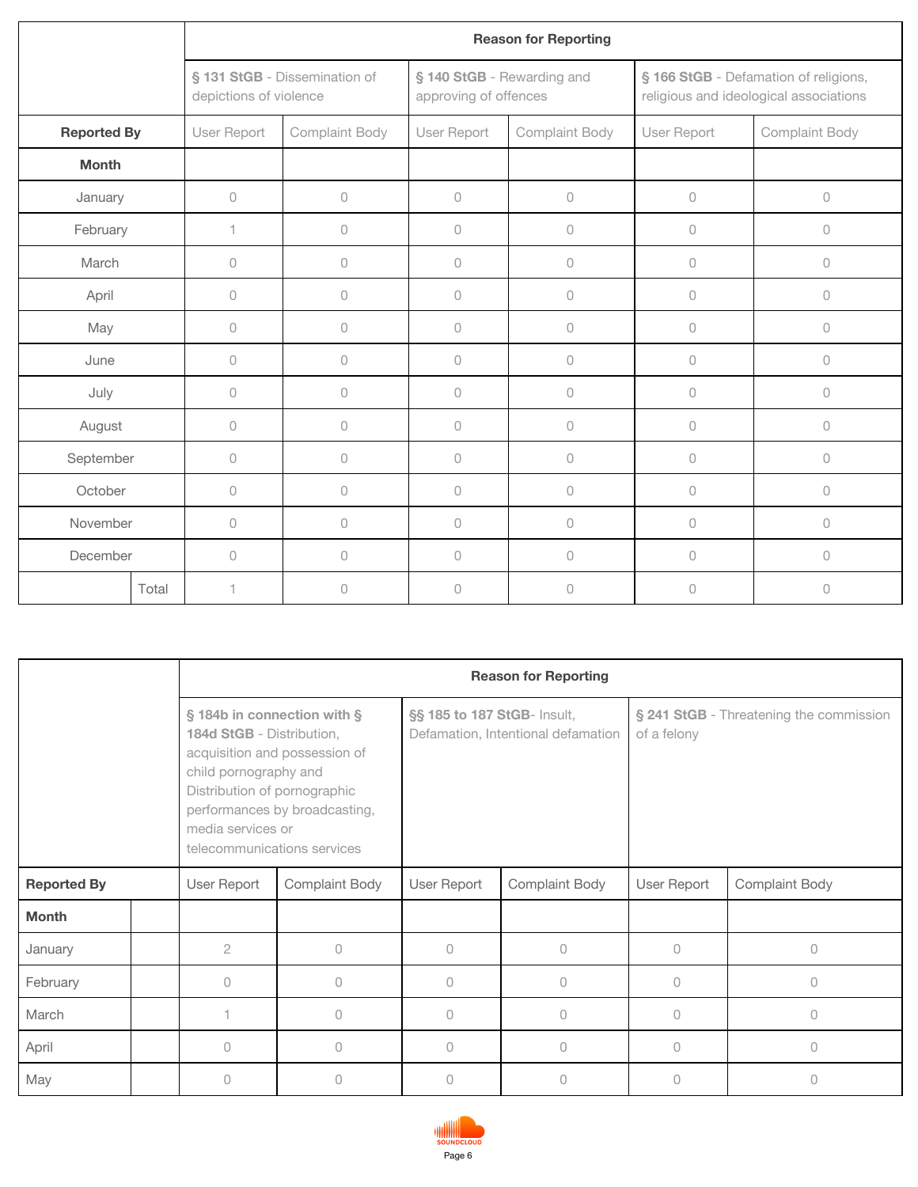| | Reason for Reporting | | | | | |
|---|---|---|---|---|---|---|
| | **§ 131 StGB** - Dissemination of depictions of violence | | **§ 140 StGB** - Rewarding and approving of offences | | **§ 166 StGB** - Defamation of religions, religious and ideological associations | |
| **Reported By** | User Report | Complaint Body | User Report | Complaint Body | User Report | Complaint Body |
| **Month** | | | | | | |
| January | 0 | 0 | 0 | 0 | 0 | 0 |
| February | 1 | 0 | 0 | 0 | 0 | 0 |
| March | 0 | 0 | 0 | 0 | 0 | 0 |
| April | 0 | 0 | 0 | 0 | 0 | 0 |
| May | 0 | 0 | 0 | 0 | 0 | 0 |
| June | 0 | 0 | 0 | 0 | 0 | 0 |
| July | 0 | 0 | 0 | 0 | 0 | 0 |
| August | 0 | 0 | 0 | 0 | 0 | 0 |
| September | 0 | 0 | 0 | 0 | 0 | 0 |
| October | 0 | 0 | 0 | 0 | 0 | 0 |
| November | 0 | 0 | 0 | 0 | 0 | 0 |
| December | 0 | 0 | 0 | 0 | 0 | 0 |
| Total | 1 | 0 | 0 | 0 | 0 | 0 |

| | Reason for Reporting | | | | | |
|---|---|---|---|---|---|---|
| | **§ 184b in connection with § 184d StGB** - Distribution, acquisition and possession of child pornography and Distribution of pornographic performances by broadcasting, media services or telecommunications services | | **§§ 185 to 187 StGB**- Insult, Defamation, Intentional defamation | | **§ 241 StGB** - Threatening the commission of a felony | |
| **Reported By** | User Report | Complaint Body | User Report | Complaint Body | User Report | Complaint Body |
| **Month** | | | | | | |
| January | 2 | 0 | 0 | 0 | 0 | 0 |
| February | 0 | 0 | 0 | 0 | 0 | 0 |
| March | 1 | 0 | 0 | 0 | 0 | 0 |
| April | 0 | 0 | 0 | 0 | 0 | 0 |
| May | 0 | 0 | 0 | 0 | 0 | 0 |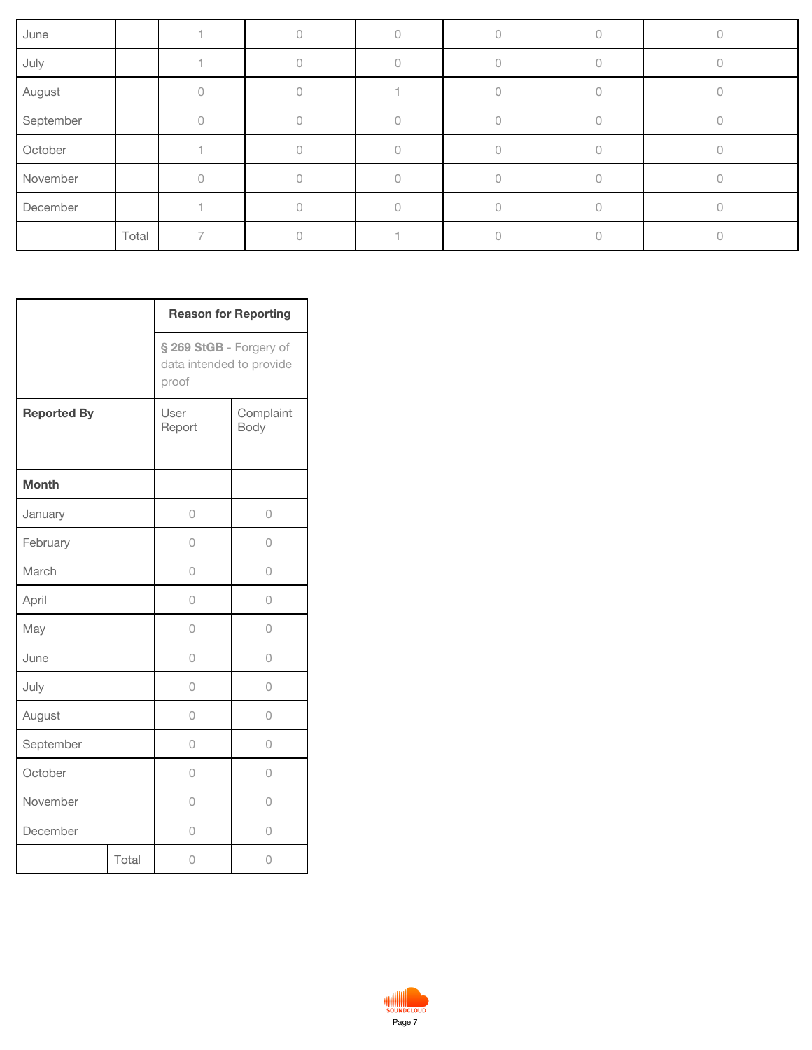| June | | 1 | 0 | 0 | 0 | 0 | 0 |
|---|---|---|---|---|---|---|---|
| July | | 1 | 0 | 0 | 0 | 0 | 0 |
| August | | 0 | 0 | 1 | 0 | 0 | 0 |
| September | | 0 | 0 | 0 | 0 | 0 | 0 |
| October | | 1 | 0 | 0 | 0 | 0 | 0 |
| November | | 0 | 0 | 0 | 0 | 0 | 0 |
| December | | 1 | 0 | 0 | 0 | 0 | 0 |
| | Total | 7 | 0 | 1 | 0 | 0 | 0 |

| | | **Reason for Reporting** | |
|---|---|---|---|
| | | **§ 269 StGB** - Forgery of data intended to provide proof | |
| **Reported By** | | User Report | Complaint Body |
| **Month** | | | |
| January | | 0 | 0 |
| February | | 0 | 0 |
| March | | 0 | 0 |
| April | | 0 | 0 |
| May | | 0 | 0 |
| June | | 0 | 0 |
| July | | 0 | 0 |
| August | | 0 | 0 |
| September | | 0 | 0 |
| October | | 0 | 0 |
| November | | 0 | 0 |
| December | | 0 | 0 |
| | Total | 0 | 0 |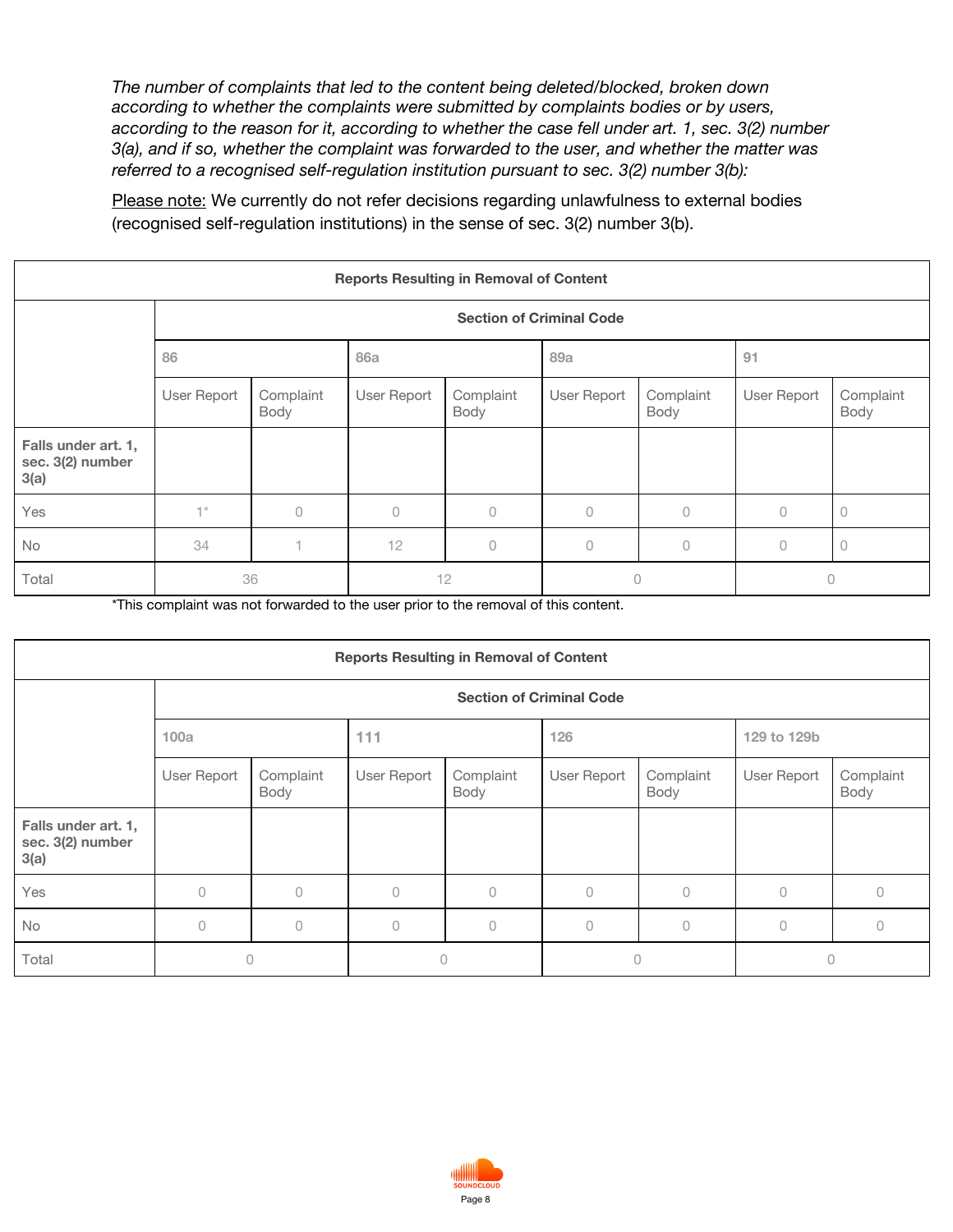*The number of complaints that led to the content being deleted/blocked, broken down according to whether the complaints were submitted by complaints bodies or by users, according to the reason for it, according to whether the case fell under art. 1, sec. 3(2) number 3(a), and if so, whether the complaint was forwarded to the user, and whether the matter was referred to a recognised self-regulation institution pursuant to sec. 3(2) number 3(b):*

Please note: We currently do not refer decisions regarding unlawfulness to external bodies (recognised self-regulation institutions) in the sense of sec. 3(2) number 3(b).

| Reports Resulting in Removal of Content | | | | | | | | |
|---|---|---|---|---|---|---|---|---|
| | Section of Criminal Code | | | | | | | |
| | 86 | | 86a | | 89a | | 91 | |
| | User Report | Complaint Body | User Report | Complaint Body | User Report | Complaint Body | User Report | Complaint Body |
| **Falls under art. 1, sec. 3(2) number 3(a)** | | | | | | | | |
| Yes | 1* | 0 | 0 | 0 | 0 | 0 | 0 | 0 |
| No | 34 | 1 | 12 | 0 | 0 | 0 | 0 | 0 |
| Total | 36 | | 12 | | 0 | | 0 | |

*This complaint was not forwarded to the user prior to the removal of this content.

| Reports Resulting in Removal of Content | | | | | | | | |
|---|---|---|---|---|---|---|---|---|
| | Section of Criminal Code | | | | | | | |
| | 100a | | 111 | | 126 | | 129 to 129b | |
| | User Report | Complaint Body | User Report | Complaint Body | User Report | Complaint Body | User Report | Complaint Body |
| **Falls under art. 1, sec. 3(2) number 3(a)** | | | | | | | | |
| Yes | 0 | 0 | 0 | 0 | 0 | 0 | 0 | 0 |
| No | 0 | 0 | 0 | 0 | 0 | 0 | 0 | 0 |
| Total | 0 | | 0 | | 0 | | 0 | |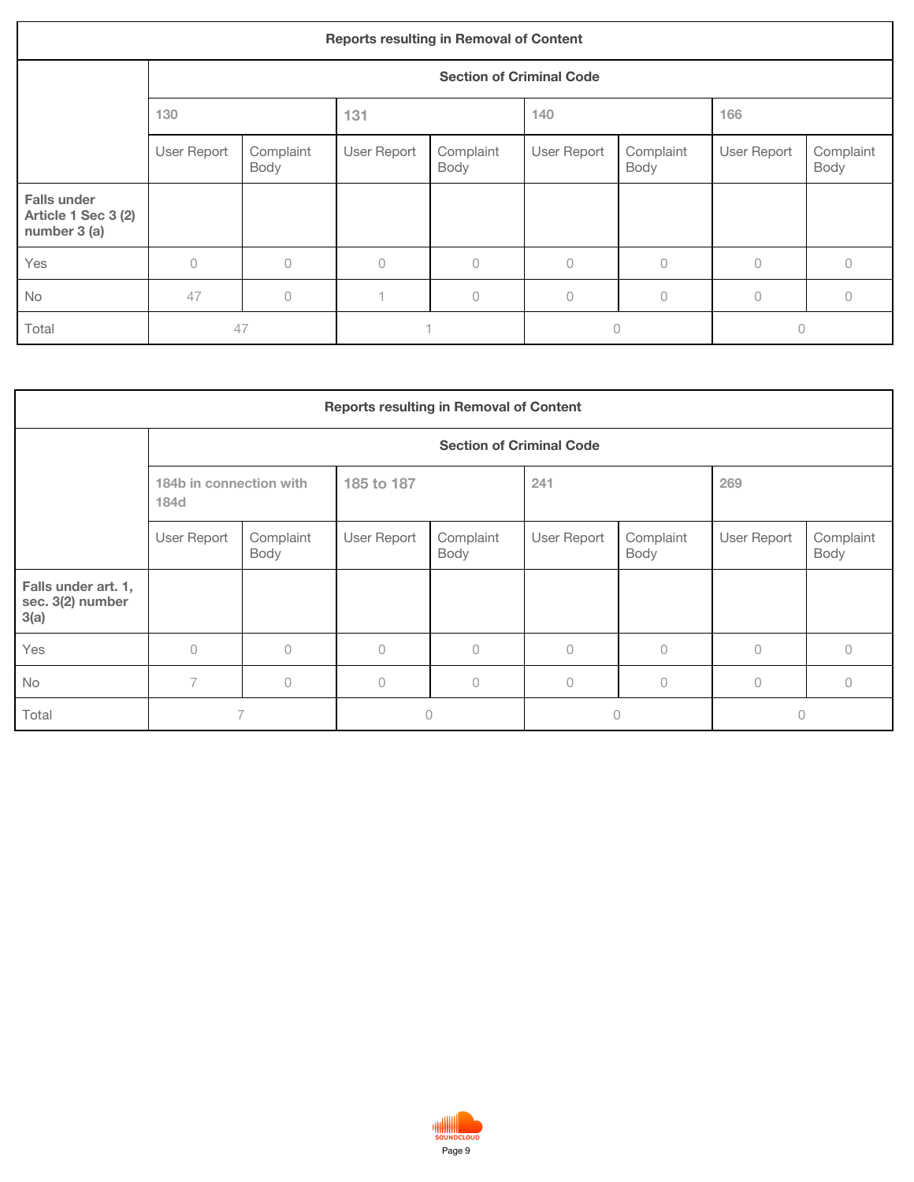| Reports resulting in Removal of Content | | | | | | | | |
|---|---|---|---|---|---|---|---|---|
| | **Section of Criminal Code** | | | | | | | |
| | 130 | | 131 | | 140 | | 166 | |
| | User Report | Complaint Body | User Report | Complaint Body | User Report | Complaint Body | User Report | Complaint Body |
| **Falls under Article 1 Sec 3 (2) number 3 (a)** | | | | | | | | |
| Yes | 0 | 0 | 0 | 0 | 0 | 0 | 0 | 0 |
| No | 47 | 0 | 1 | 0 | 0 | 0 | 0 | 0 |
| Total | 47 | | 1 | | 0 | | 0 | |

| Reports resulting in Removal of Content | | | | | | | | |
|---|---|---|---|---|---|---|---|---|
| | **Section of Criminal Code** | | | | | | | |
| | 184b in connection with 184d | | 185 to 187 | | 241 | | 269 | |
| | User Report | Complaint Body | User Report | Complaint Body | User Report | Complaint Body | User Report | Complaint Body |
| **Falls under art. 1, sec. 3(2) number 3(a)** | | | | | | | | |
| Yes | 0 | 0 | 0 | 0 | 0 | 0 | 0 | 0 |
| No | 7 | 0 | 0 | 0 | 0 | 0 | 0 | 0 |
| Total | 7 | | 0 | | 0 | | 0 | |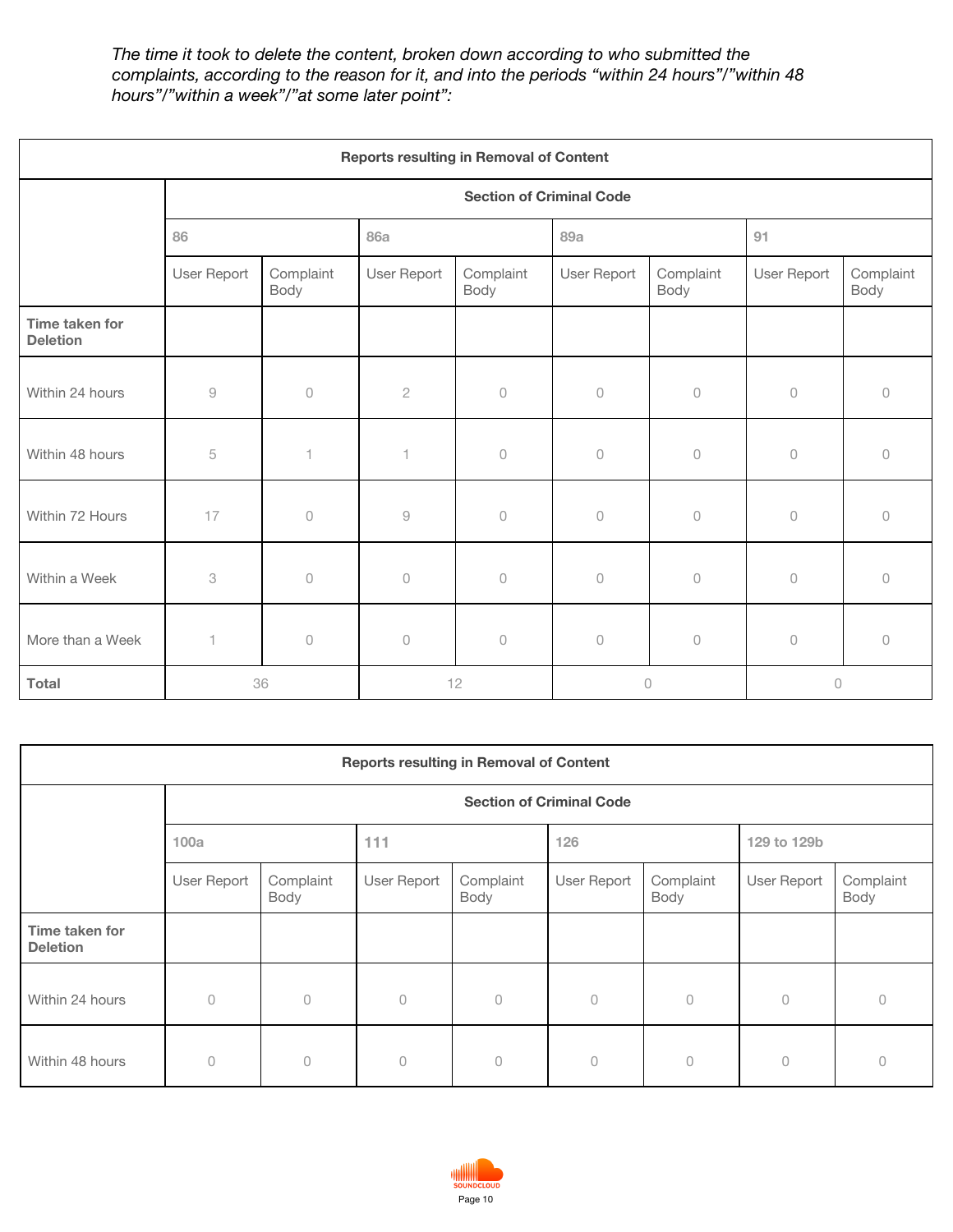*The time it took to delete the content, broken down according to who submitted the complaints, according to the reason for it, and into the periods “within 24 hours”/”within 48 hours”/”within a week”/”at some later point”:*

| Reports resulting in Removal of Content | | | | | | | | |
|---|---|---|---|---|---|---|---|---|
| | Section of Criminal Code | | | | | | | |
| | 86 | | 86a | | 89a | | 91 | |
| | User Report | Complaint Body | User Report | Complaint Body | User Report | Complaint Body | User Report | Complaint Body |
| **Time taken for Deletion** | | | | | | | | |
| Within 24 hours | 9 | 0 | 2 | 0 | 0 | 0 | 0 | 0 |
| Within 48 hours | 5 | 1 | 1 | 0 | 0 | 0 | 0 | 0 |
| Within 72 Hours | 17 | 0 | 9 | 0 | 0 | 0 | 0 | 0 |
| Within a Week | 3 | 0 | 0 | 0 | 0 | 0 | 0 | 0 |
| More than a Week | 1 | 0 | 0 | 0 | 0 | 0 | 0 | 0 |
| **Total** | 36 | | 12 | | 0 | | 0 | |

| Reports resulting in Removal of Content | | | | | | | | |
|---|---|---|---|---|---|---|---|---|
| | Section of Criminal Code | | | | | | | |
| | 100a | | 111 | | 126 | | 129 to 129b | |
| | User Report | Complaint Body | User Report | Complaint Body | User Report | Complaint Body | User Report | Complaint Body |
| **Time taken for Deletion** | | | | | | | | |
| Within 24 hours | 0 | 0 | 0 | 0 | 0 | 0 | 0 | 0 |
| Within 48 hours | 0 | 0 | 0 | 0 | 0 | 0 | 0 | 0 |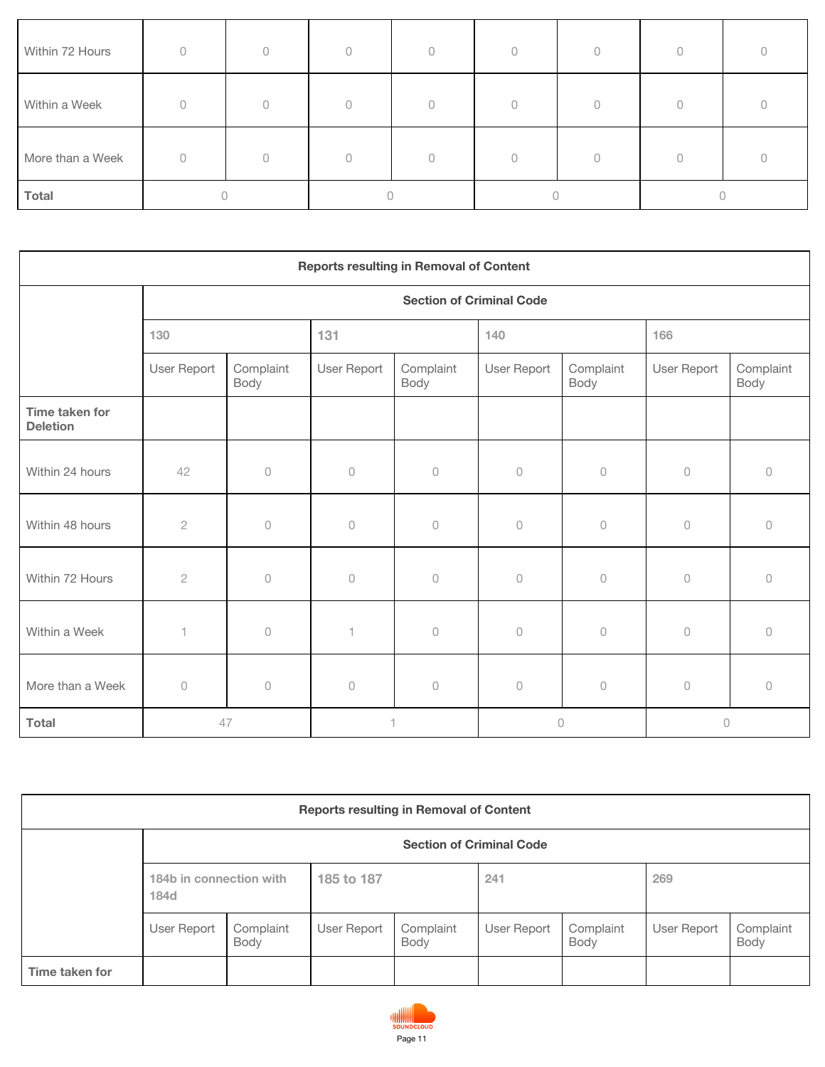| | | | | | | | | |
|---|---|---|---|---|---|---|---|---|
| Within 72 Hours | 0 | 0 | 0 | 0 | 0 | 0 | 0 | 0 |
| Within a Week | 0 | 0 | 0 | 0 | 0 | 0 | 0 | 0 |
| More than a Week | 0 | 0 | 0 | 0 | 0 | 0 | 0 | 0 |
| **Total** | 0 | | 0 | | 0 | | 0 | |

| **Reports resulting in Removal of Content** | | | | | | | | |
|---|---|---|---|---|---|---|---|---|
| | **Section of Criminal Code** | | | | | | | |
| | 130 | | 131 | | 140 | | 166 | |
| | User Report | Complaint Body | User Report | Complaint Body | User Report | Complaint Body | User Report | Complaint Body |
| **Time taken for Deletion** | | | | | | | | |
| Within 24 hours | 42 | 0 | 0 | 0 | 0 | 0 | 0 | 0 |
| Within 48 hours | 2 | 0 | 0 | 0 | 0 | 0 | 0 | 0 |
| Within 72 Hours | 2 | 0 | 0 | 0 | 0 | 0 | 0 | 0 |
| Within a Week | 1 | 0 | 1 | 0 | 0 | 0 | 0 | 0 |
| More than a Week | 0 | 0 | 0 | 0 | 0 | 0 | 0 | 0 |
| **Total** | 47 | | 1 | | 0 | | 0 | |

| **Reports resulting in Removal of Content** | | | | | | | | |
|---|---|---|---|---|---|---|---|---|
| | **Section of Criminal Code** | | | | | | | |
| | 184b in connection with 184d | | 185 to 187 | | 241 | | 269 | |
| | User Report | Complaint Body | User Report | Complaint Body | User Report | Complaint Body | User Report | Complaint Body |
| **Time taken for** | | | | | | | | |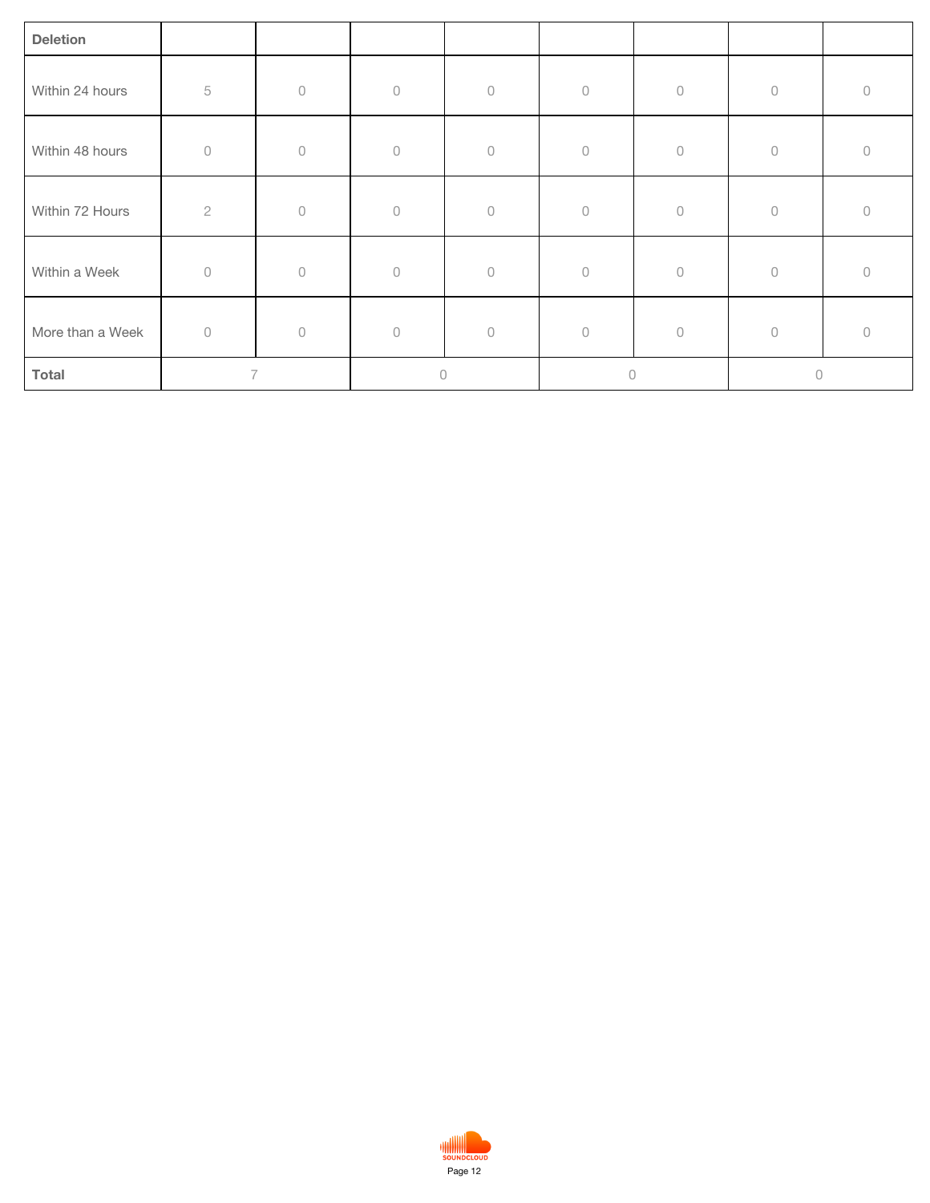| Deletion | | | | | | | | |
|---|---|---|---|---|---|---|---|---|
| Within 24 hours | 5 | 0 | 0 | 0 | 0 | 0 | 0 | 0 |
| Within 48 hours | 0 | 0 | 0 | 0 | 0 | 0 | 0 | 0 |
| Within 72 Hours | 2 | 0 | 0 | 0 | 0 | 0 | 0 | 0 |
| Within a Week | 0 | 0 | 0 | 0 | 0 | 0 | 0 | 0 |
| More than a Week | 0 | 0 | 0 | 0 | 0 | 0 | 0 | 0 |
| **Total** | 7 | | 0 | | 0 | | 0 | |